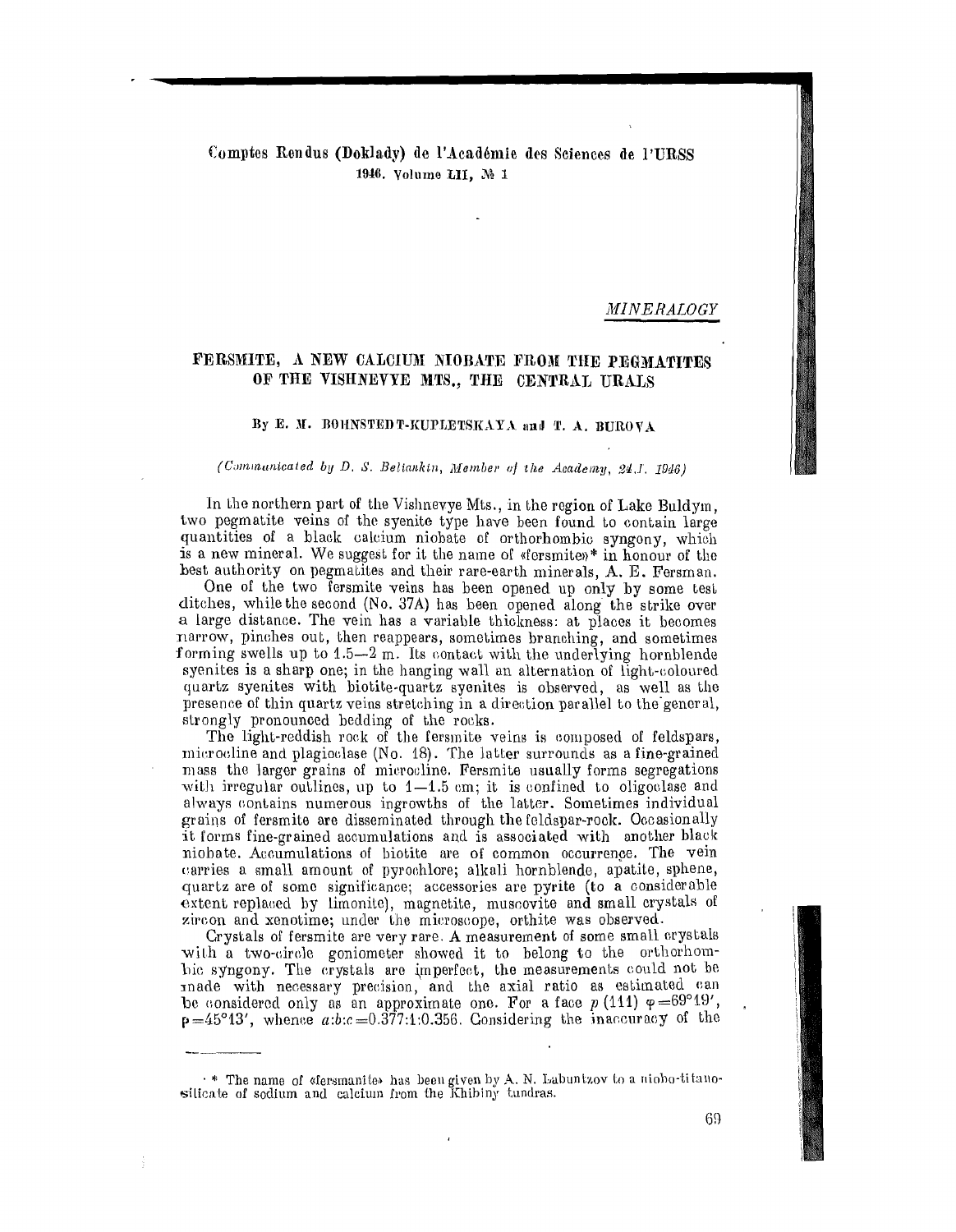Comptes Rendus (Doklady) de l'Académie des Sciences de l'URSS
1946. Volume LII, № 1

*MINERALOGY*

# FERSMITE, A NEW CALCIUM NIOBATE FROM THE PEGMATITES OF THE VISHNEVYE MTS., THE CENTRAL URALS

By E. M. BOHNSTEDT-KUPLETSKAYA and T. A. BUROVA

*(Communicated by D. S. Beliankin, Member of the Academy, 24.I. 1946)*

In the northern part of the Vishnevye Mts., in the region of Lake Buldym, two pegmatite veins of the syenite type have been found to contain large quantities of a black calcium niobate of orthorhombic syngony, which is a new mineral. We suggest for it the name of «fersmite»* in honour of the best authority on pegmatites and their rare-earth minerals, A. E. Fersman.

One of the two fersmite veins has been opened up only by some test ditches, while the second (No. 37A) has been opened along the strike over a large distance. The vein has a variable thickness: at places it becomes narrow, pinches out, then reappears, sometimes branching, and sometimes forming swells up to 1.5—2 m. Its contact with the underlying hornblende syenites is a sharp one; in the hanging wall an alternation of light-coloured quartz syenites with biotite-quartz syenites is observed, as well as the presence of thin quartz veins stretching in a direction parallel to the general, strongly pronounced bedding of the rocks.

The light-reddish rock of the fersmite veins is composed of feldspars, microcline and plagioclase (No. 18). The latter surrounds as a fine-grained mass the larger grains of microcline. Fersmite usually forms segregations with irregular outlines, up to 1—1.5 cm; it is confined to oligoclase and always contains numerous ingrowths of the latter. Sometimes individual grains of fersmite are disseminated through the feldspar-rock. Occasionally it forms fine-grained accumulations and is associated with another black niobate. Accumulations of biotite are of common occurrence. The vein carries a small amount of pyrochlore; alkali hornblende, apatite, sphene, quartz are of some significance; accessories are pyrite (to a considerable extent replaced by limonite), magnetite, muscovite and small crystals of zircon and xenotime; under the microscope, orthite was observed.

Crystals of fersmite are very rare. A measurement of some small crystals with a two-circle goniometer showed it to belong to the orthorhombic syngony. The crystals are imperfect, the measurements could not be made with necessary precision, and the axial ratio as estimated can be considered only as an approximate one. For a face $p$ (111) $\varphi=69°19'$, $\rho=45°13'$, whence $a:b:c=0.377:1:0.356$. Considering the inaccuracy of the

* The name of «fersmanite» has been given by A. N. Labuntzov to a niobo-titano-silicate of sodium and calcium from the Khibiny tundras.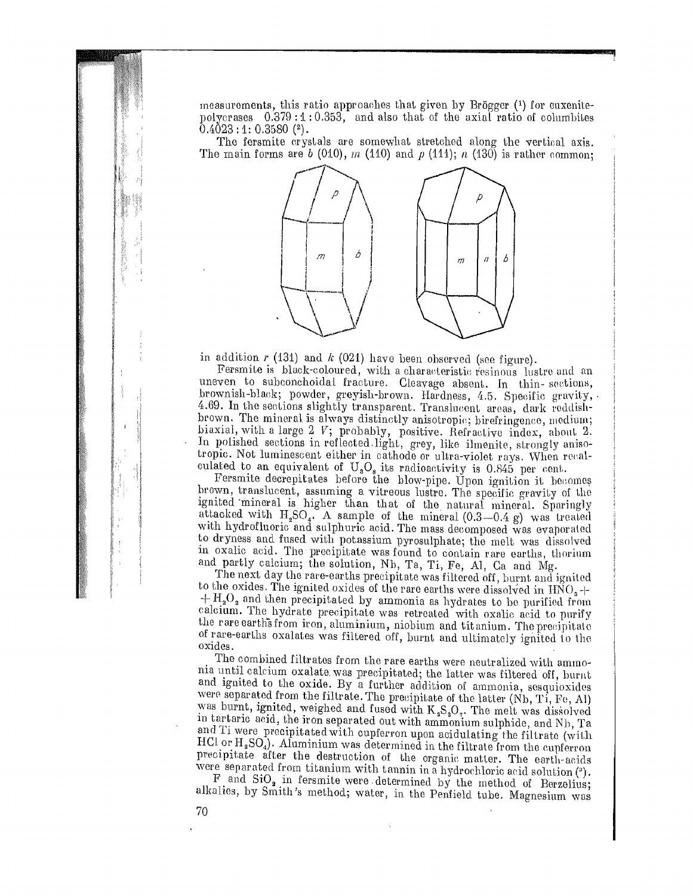measurements, this ratio approaches that given by Brögger ([1]) for euxenite-polycrases 0.379 : 1 : 0.353, and also that of the axial ratio of columbites 0.4023 : 1: 0.3580 ([2]).

The fersmite crystals are somewhat stretched along the vertical axis. The main forms are *b* (010), *m* (110) and *p* (111); *n* (130) is rather common; in addition *r* (131) and *k* (021) have been observed (see figure).

Fersmite is black-coloured, with a characteristic resinous lustre and an uneven to subconchoidal fracture. Cleavage absent. In thin-sections, brownish-black; powder, greyish-brown. Hardness, 4.5. Specific gravity, 4.69. In the sections slightly transparent. Translucent areas, dark reddish-brown. The mineral is always distinctly anisotropic; birefringence, medium; biaxial, with a large 2 *V*; probably, positive. Refractive index, about 2. In polished sections in reflected light, grey, like ilmenite, strongly anisotropic. Not luminescent either in cathode or ultra-violet rays. When recalculated to an equivalent of $U_3O_8$ its radioactivity is 0.845 per cent.

Fersmite decrepitates before the blow-pipe. Upon ignition it becomes brown, translucent, assuming a vitreous lustre. The specific gravity of the ignited mineral is higher than that of the natural mineral. Sparingly attacked with $H_2SO_4$. A sample of the mineral (0.3—0.4 g) was treated with hydrofluoric and sulphuric acid. The mass decomposed was evaporated to dryness and fused with potassium pyrosulphate; the melt was dissolved in oxalic acid. The precipitate was found to contain rare earths, thorium and partly calcium; the solution, Nb, Ta, Ti, Fe, Al, Ca and Mg.

The next day the rare-earths precipitate was filtered off, burnt and ignited to the oxides. The ignited oxides of the rare earths were dissolved in $HNO_3$ + $H_2O_2$ and then precipitated by ammonia as hydrates to be purified from calcium. The hydrate precipitate was retreated with oxalic acid to purify the rare earths from iron, aluminium, niobium and titanium. The precipitate of rare-earths oxalates was filtered off, burnt and ultimately ignited to the oxides.

The combined filtrates from the rare earths were neutralized with ammonia until calcium oxalate was precipitated; the latter was filtered off, burnt and ignited to the oxide. By a further addition of ammonia, sesquioxides were separated from the filtrate. The precipitate of the latter (Nb, Ti, Fe, Al) was burnt, ignited, weighed and fused with $K_2S_2O_7$. The melt was dissolved in tartaric acid, the iron separated out with ammonium sulphide, and Nb, Ta and Ti were precipitated with cupferron upon acidulating the filtrate (with HCl or $H_2SO_4$). Aluminium was determined in the filtrate from the cupferron precipitate after the destruction of the organic matter. The earth-acids were separated from titanium with tannin in a hydrochloric acid solution ([3]).

F and $SiO_2$ in fersmite were determined by the method of Berzelius; alkalies, by Smith's method; water, in the Penfield tube. Magnesium was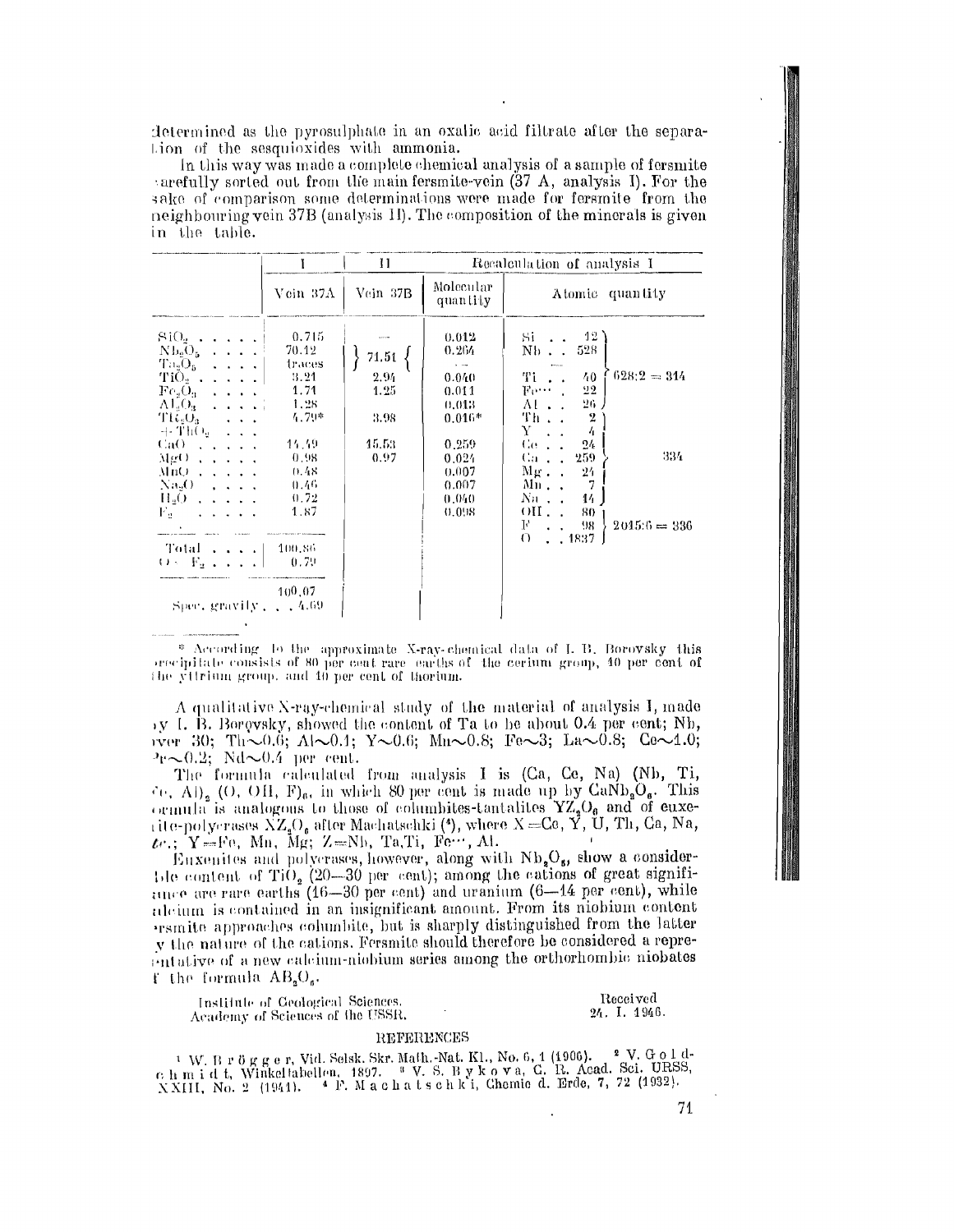determined as the pyrosulphate in an oxalic acid filtrate after the separation of the sesquioxides with ammonia.

In this way was made a complete chemical analysis of a sample of fersmite carefully sorted out from the main fersmite-vein (37 A, analysis I). For the sake of comparison some determinations were made for fersmite from the neighbouring vein 37B (analysis II). The composition of the minerals is given in the table.

| | I | II | Recalculation of analysis I | | |
|---|---|---|---|---|---|
| | Vein 37A | Vein 37B | Molecular quantity | Atomic quantity | |
| $SiO_2$ | 0.715 | — | 0.012 | Si . . 12 | $628:2 = 314$ |
| $Nb_2O_5$ | 70.42 | 71.51 | 0.264 | Nb . . 528 | |
| $Ta_2O_5$ | traces | | — | — | |
| $TiO_2$ | 3.21 | 2.94 | 0.040 | Ti . . 40 | |
| $Fe_2O_3$ | 1.71 | 1.25 | 0.011 | Fe''' . 22 | |
| $Al_2O_3$ | 1.28 | | 0.013 | Al . . 26 | |
| $TR_2O_3$ + $ThO_2$ | 4.79* | 3.98 | 0.016* | Th . . 2 | 334 |
| | | | | Y . . 4 | |
| CaO | 14.49 | 15.53 | 0.259 | Ce . . 24 | |
| MgO | 0.98 | 0.97 | 0.024 | Ca . . 259 | |
| MnO | 0.48 | | 0.007 | Mg . . 24 | |
| $Na_2O$ | 0.46 | | 0.007 | Mn . . 7 | |
| $H_2O$ | 0.72 | | 0.040 | Na . . 14 | |
| $F_2$ | 1.87 | | 0.098 | OH . . 80 | $2015:6 = 336$ |
| | | | | F . . 98 | |
| | | | | O . . 1837 | |
| Total | 100.86 | | | | |
| $O - F_2$ | 0.79 | | | | |
| | 100.07 | | | | |
| Spec. gravity | 4.69 | | | | |

\* According to the approximate X-ray-chemical data of I. B. Borovsky this precipitate consists of 80 per cent rare earths of the cerium group, 10 per cent of the yttrium group, and 10 per cent of thorium.

A qualitative X-ray-chemical study of the material of analysis I, made by I. B. Borovsky, showed the content of Ta to be about 0.4 per cent; Nb, over 30; Th~0.6; Al~0.1; Y~0.6; Mn~0.8; Fe~3; La~0.8; Ce~1.0; Pr~0.2; Nd~0.4 per cent.

The formula calculated from analysis I is (Ca, Ce, Na) (Nb, Ti, Fe, Al)$_2$ (O, OH, F)$_6$, in which 80 per cent is made up by $CaNb_2O_6$. This formula is analogous to those of columbites-tantalites $YZ_2O_6$ and of euxenite-polycrases $XZ_2O_6$ after Machatschki ([4]), where X=Ce, Y, U, Th, Ca, Na, etc.; Y=Fe, Mn, Mg; Z=Nb, Ta, Ti, Fe''', Al.

Euxenites and polycrases, however, along with $Nb_2O_5$, show a considerable content of $TiO_2$ (20—30 per cent); among the cations of great significance are rare earths (16—30 per cent) and uranium (6—14 per cent), while calcium is contained in an insignificant amount. From its niobium content fersmite approaches columbite, but is sharply distinguished from the latter by the nature of the cations. Fersmite should therefore be considered a representative of a new calcium-niobium series among the orthorhombic niobates of the formula $AB_2O_6$.

Institute of Geological Sciences,
Academy of Sciences of the USSR.

Received
24. I. 1946.

## REFERENCES

[1] W. Brögger, Vid. Selsk. Skr. Math.-Nat. Kl., No. 6, 1 (1906). [2] V. Goldschmidt, Winkeltabellen, 1897. [3] V. S. Bykova, C. R. Acad. Sci. URSS, XXIII, No. 2 (1941). [4] F. Machatschki, Chemie d. Erde, 7, 72 (1932).